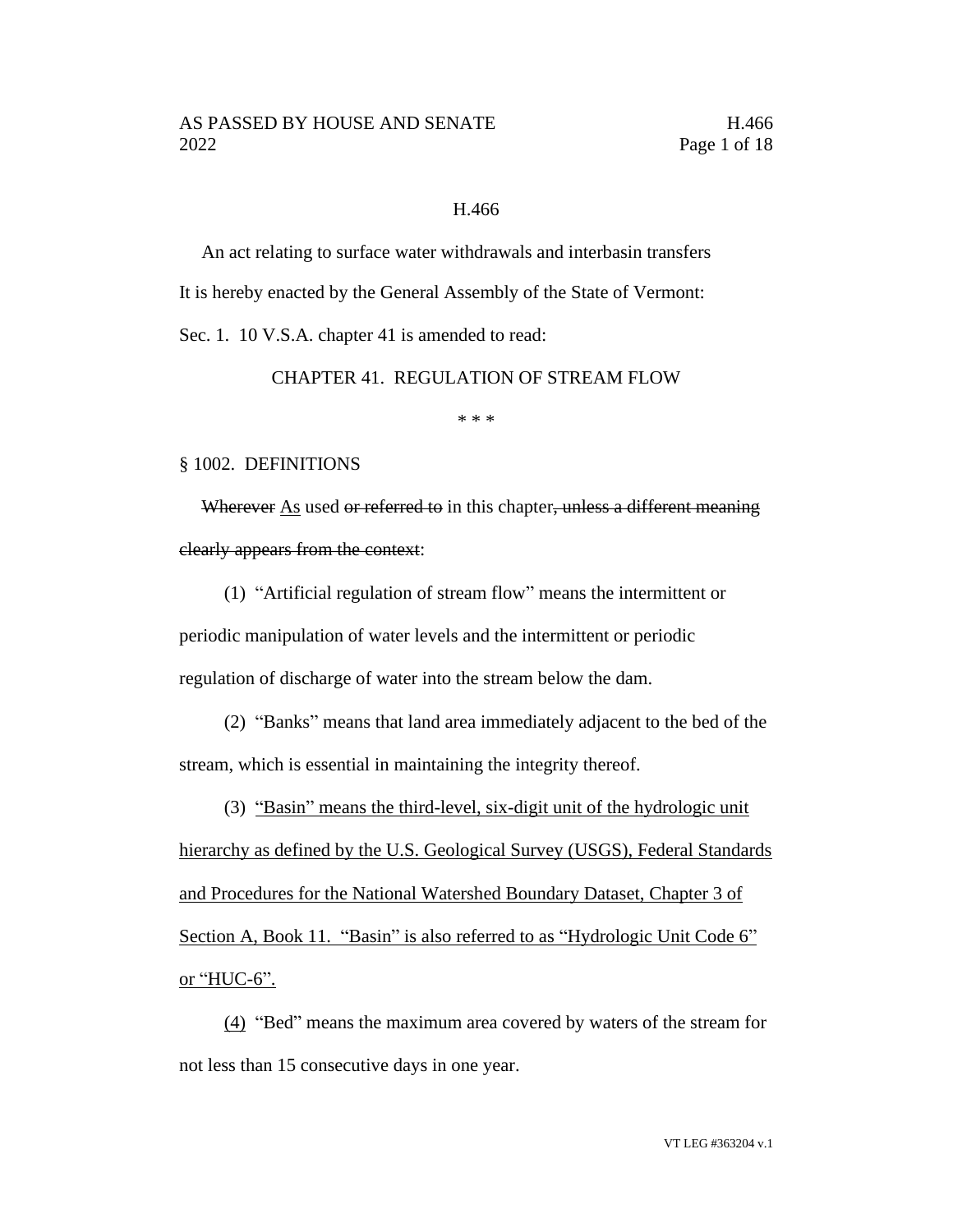H.466

An act relating to surface water withdrawals and interbasin transfers

It is hereby enacted by the General Assembly of the State of Vermont:

Sec. 1. 10 V.S.A. chapter 41 is amended to read:

CHAPTER 41. REGULATION OF STREAM FLOW

\* \* \*

§ 1002. DEFINITIONS

~~Wherever~~ <u>As</u> used ~~or referred to~~ in this chapter~~, unless a different meaning clearly appears from the context~~:

(1) "Artificial regulation of stream flow" means the intermittent or periodic manipulation of water levels and the intermittent or periodic regulation of discharge of water into the stream below the dam.

(2) "Banks" means that land area immediately adjacent to the bed of the stream, which is essential in maintaining the integrity thereof.

(3) <u>"Basin" means the third-level, six-digit unit of the hydrologic unit hierarchy as defined by the U.S. Geological Survey (USGS), Federal Standards and Procedures for the National Watershed Boundary Dataset, Chapter 3 of Section A, Book 11. "Basin" is also referred to as "Hydrologic Unit Code 6" or "HUC-6".</u>

<u>(4)</u> "Bed" means the maximum area covered by waters of the stream for not less than 15 consecutive days in one year.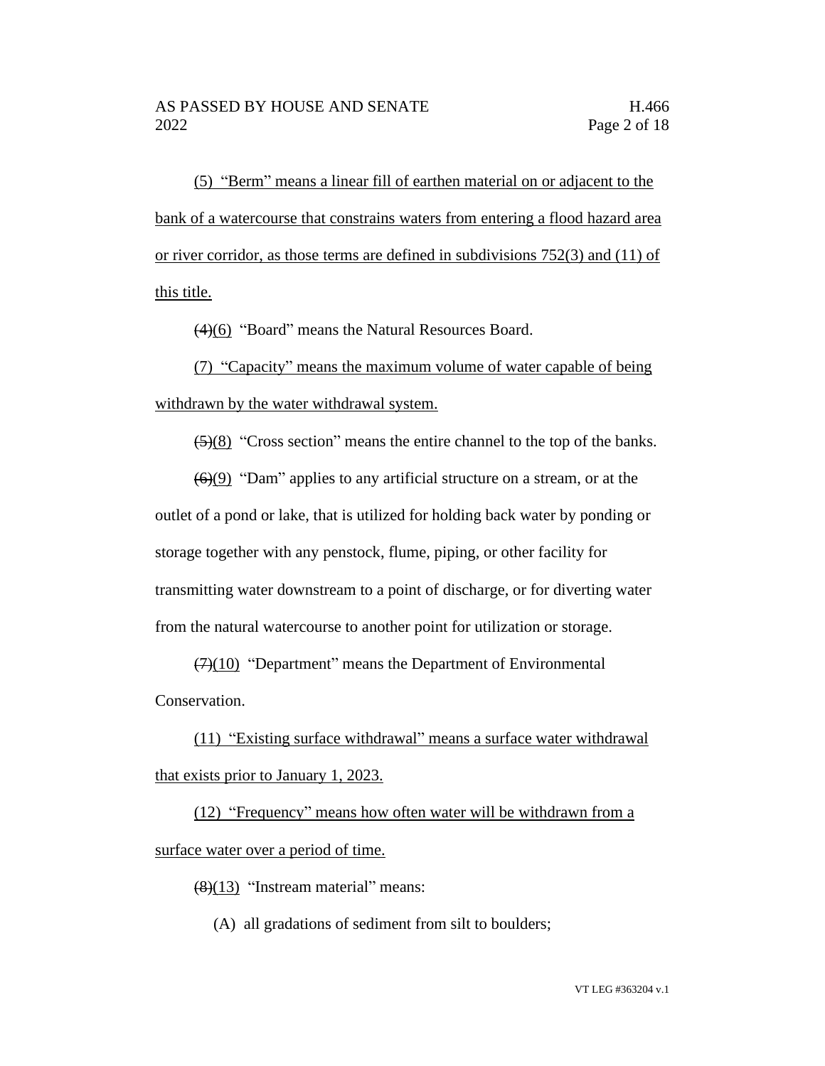(5) "Berm" means a linear fill of earthen material on or adjacent to the bank of a watercourse that constrains waters from entering a flood hazard area or river corridor, as those terms are defined in subdivisions 752(3) and (11) of this title.

~~(4)~~(6) "Board" means the Natural Resources Board.

(7) "Capacity" means the maximum volume of water capable of being withdrawn by the water withdrawal system.

~~(5)~~(8) "Cross section" means the entire channel to the top of the banks.

~~(6)~~(9) "Dam" applies to any artificial structure on a stream, or at the outlet of a pond or lake, that is utilized for holding back water by ponding or storage together with any penstock, flume, piping, or other facility for transmitting water downstream to a point of discharge, or for diverting water from the natural watercourse to another point for utilization or storage.

~~(7)~~(10) "Department" means the Department of Environmental Conservation.

(11) "Existing surface withdrawal" means a surface water withdrawal that exists prior to January 1, 2023.

(12) "Frequency" means how often water will be withdrawn from a surface water over a period of time.

~~(8)~~(13) "Instream material" means:

(A) all gradations of sediment from silt to boulders;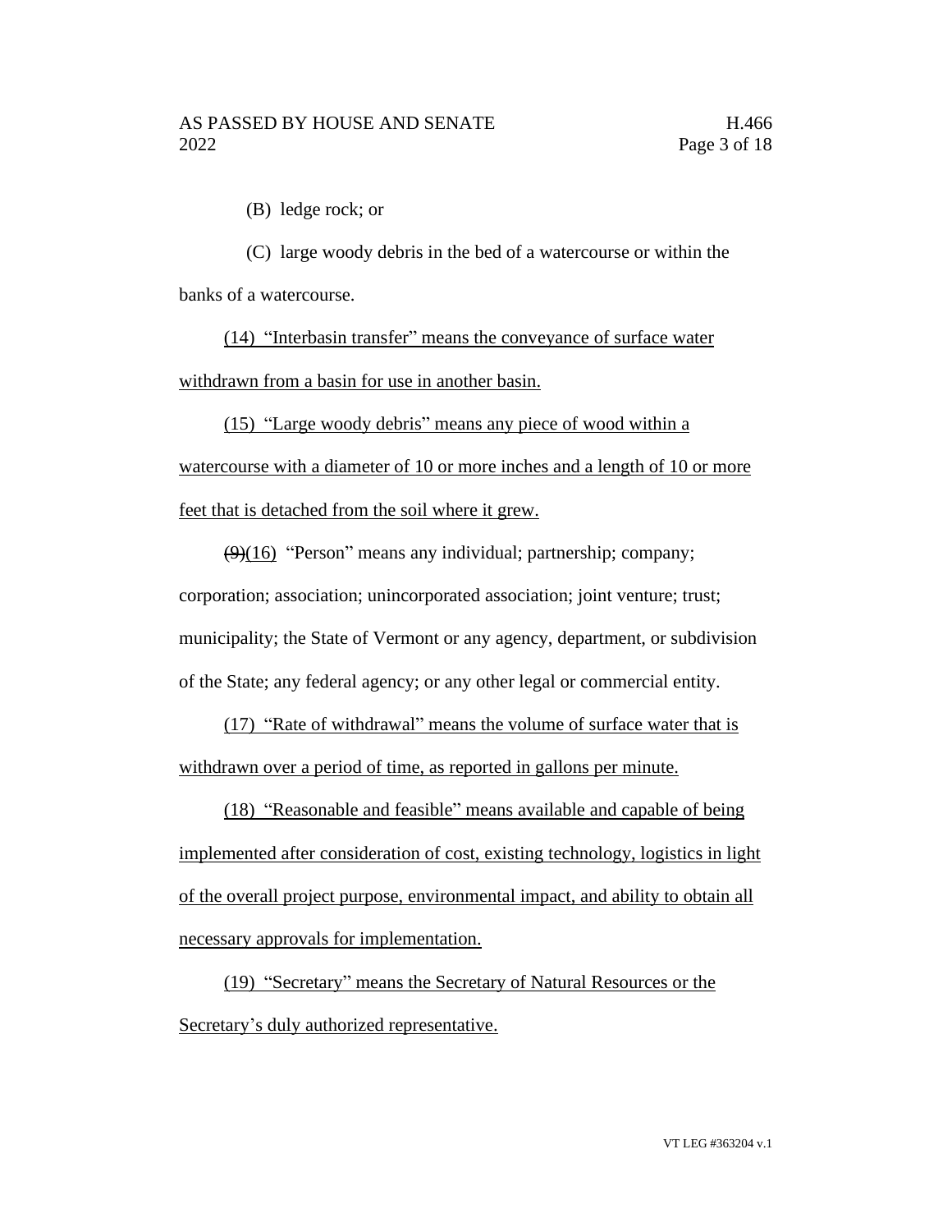(B) ledge rock; or

(C) large woody debris in the bed of a watercourse or within the banks of a watercourse.

(14) "Interbasin transfer" means the conveyance of surface water withdrawn from a basin for use in another basin.

(15) "Large woody debris" means any piece of wood within a watercourse with a diameter of 10 or more inches and a length of 10 or more feet that is detached from the soil where it grew.

~~(9)~~(16) "Person" means any individual; partnership; company; corporation; association; unincorporated association; joint venture; trust; municipality; the State of Vermont or any agency, department, or subdivision of the State; any federal agency; or any other legal or commercial entity.

(17) "Rate of withdrawal" means the volume of surface water that is withdrawn over a period of time, as reported in gallons per minute.

(18) "Reasonable and feasible" means available and capable of being implemented after consideration of cost, existing technology, logistics in light of the overall project purpose, environmental impact, and ability to obtain all necessary approvals for implementation.

(19) "Secretary" means the Secretary of Natural Resources or the Secretary's duly authorized representative.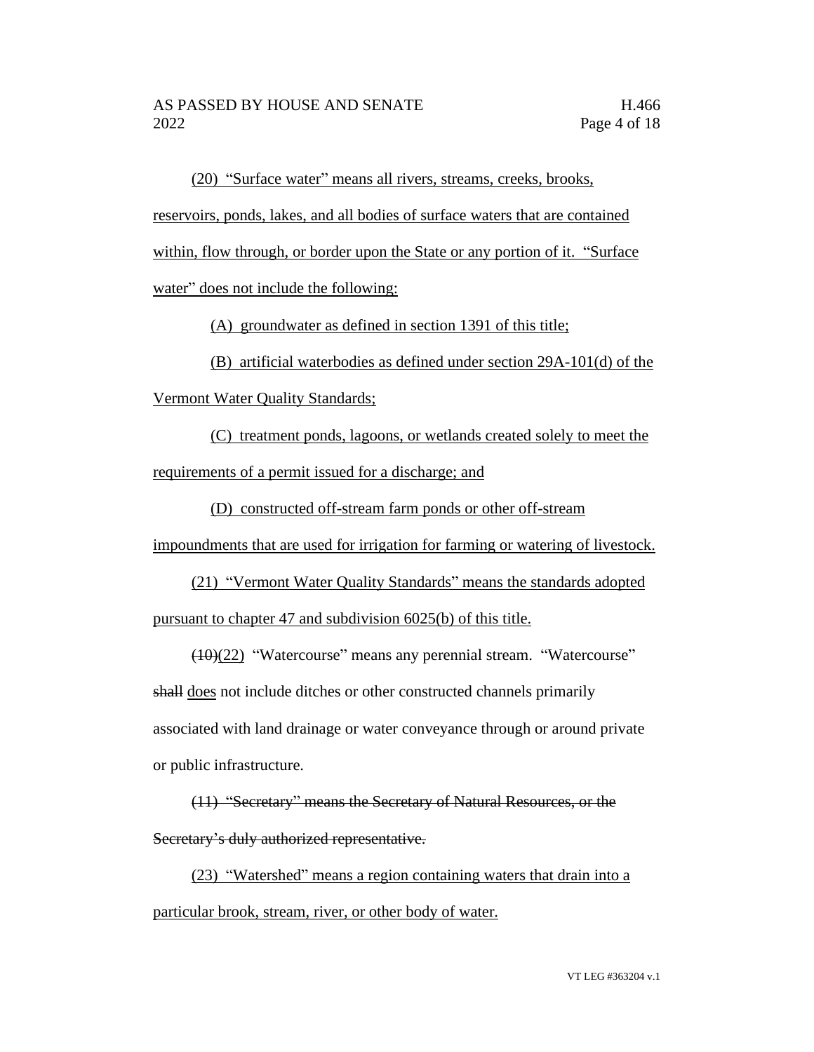(20) "Surface water" means all rivers, streams, creeks, brooks, reservoirs, ponds, lakes, and all bodies of surface waters that are contained within, flow through, or border upon the State or any portion of it. "Surface water" does not include the following:

(A) groundwater as defined in section 1391 of this title;

(B) artificial waterbodies as defined under section 29A-101(d) of the Vermont Water Quality Standards;

(C) treatment ponds, lagoons, or wetlands created solely to meet the requirements of a permit issued for a discharge; and

(D) constructed off-stream farm ponds or other off-stream impoundments that are used for irrigation for farming or watering of livestock.

(21) "Vermont Water Quality Standards" means the standards adopted pursuant to chapter 47 and subdivision 6025(b) of this title.

~~(10)~~(22) "Watercourse" means any perennial stream. "Watercourse" ~~shall~~ does not include ditches or other constructed channels primarily associated with land drainage or water conveyance through or around private or public infrastructure.

~~(11) "Secretary" means the Secretary of Natural Resources, or the Secretary's duly authorized representative.~~

(23) "Watershed" means a region containing waters that drain into a particular brook, stream, river, or other body of water.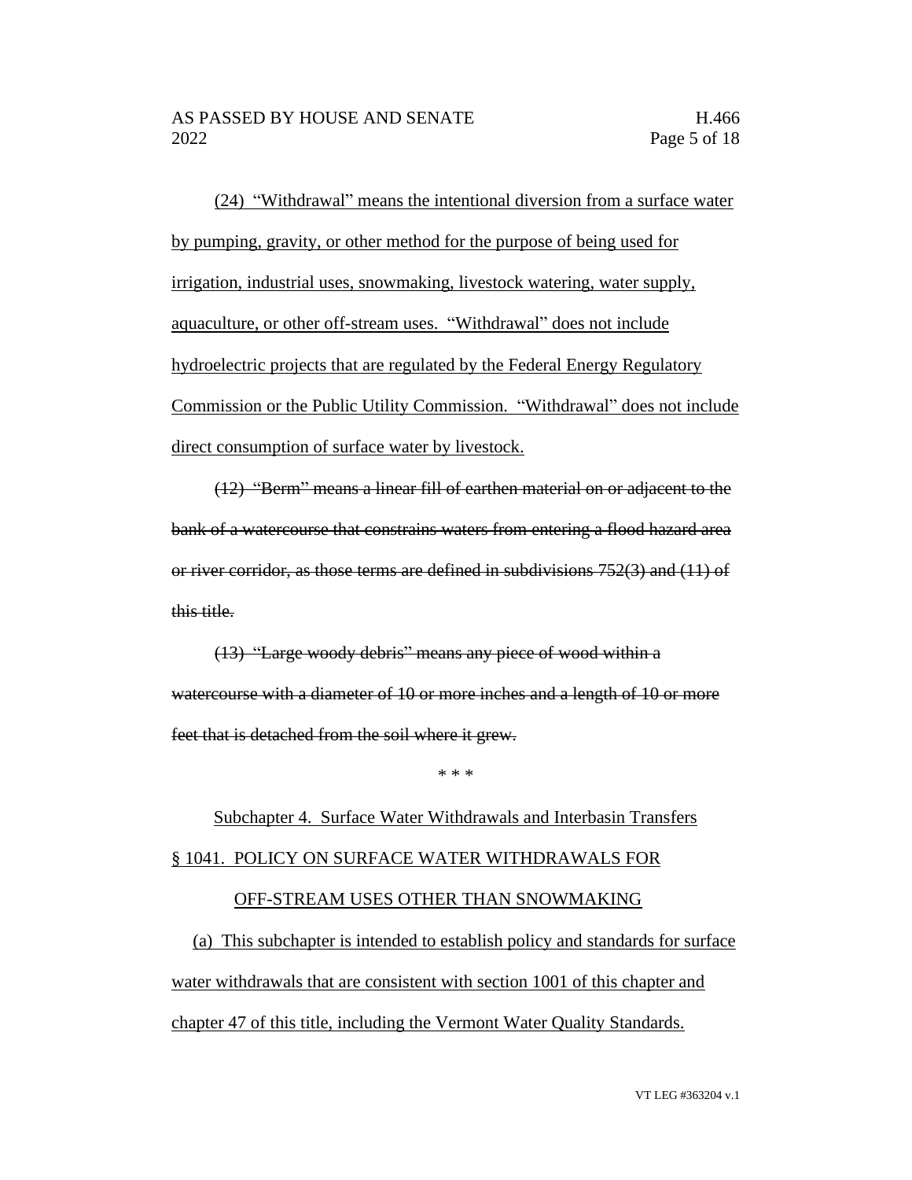(24) "Withdrawal" means the intentional diversion from a surface water by pumping, gravity, or other method for the purpose of being used for irrigation, industrial uses, snowmaking, livestock watering, water supply, aquaculture, or other off-stream uses. "Withdrawal" does not include hydroelectric projects that are regulated by the Federal Energy Regulatory Commission or the Public Utility Commission. "Withdrawal" does not include direct consumption of surface water by livestock.

~~(12) "Berm" means a linear fill of earthen material on or adjacent to the bank of a watercourse that constrains waters from entering a flood hazard area or river corridor, as those terms are defined in subdivisions 752(3) and (11) of this title.~~

~~(13) "Large woody debris" means any piece of wood within a watercourse with a diameter of 10 or more inches and a length of 10 or more feet that is detached from the soil where it grew.~~

\* \* \*

Subchapter 4. Surface Water Withdrawals and Interbasin Transfers

§ 1041. POLICY ON SURFACE WATER WITHDRAWALS FOR OFF-STREAM USES OTHER THAN SNOWMAKING

(a) This subchapter is intended to establish policy and standards for surface water withdrawals that are consistent with section 1001 of this chapter and chapter 47 of this title, including the Vermont Water Quality Standards.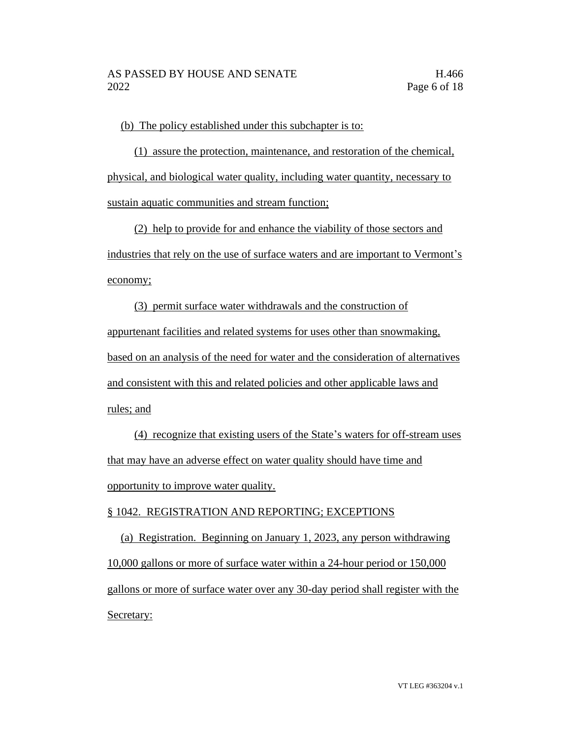(b) The policy established under this subchapter is to:

(1) assure the protection, maintenance, and restoration of the chemical, physical, and biological water quality, including water quantity, necessary to sustain aquatic communities and stream function;

(2) help to provide for and enhance the viability of those sectors and industries that rely on the use of surface waters and are important to Vermont's economy;

(3) permit surface water withdrawals and the construction of appurtenant facilities and related systems for uses other than snowmaking, based on an analysis of the need for water and the consideration of alternatives and consistent with this and related policies and other applicable laws and rules; and

(4) recognize that existing users of the State's waters for off-stream uses that may have an adverse effect on water quality should have time and opportunity to improve water quality.

§ 1042. REGISTRATION AND REPORTING; EXCEPTIONS

(a) Registration. Beginning on January 1, 2023, any person withdrawing 10,000 gallons or more of surface water within a 24-hour period or 150,000 gallons or more of surface water over any 30-day period shall register with the Secretary: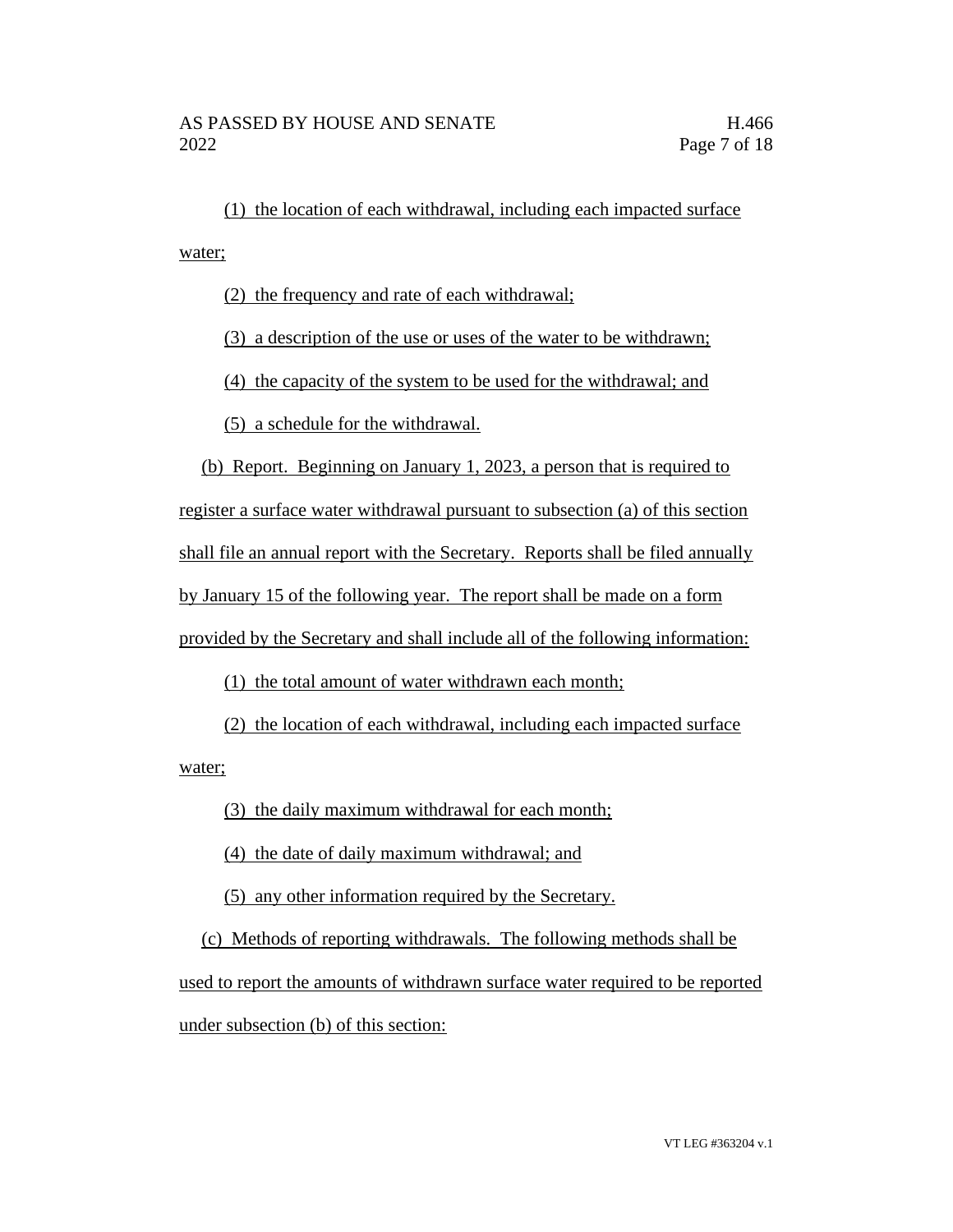(1) the location of each withdrawal, including each impacted surface water;

(2) the frequency and rate of each withdrawal;

(3) a description of the use or uses of the water to be withdrawn;

(4) the capacity of the system to be used for the withdrawal; and

(5) a schedule for the withdrawal.

(b) Report. Beginning on January 1, 2023, a person that is required to register a surface water withdrawal pursuant to subsection (a) of this section shall file an annual report with the Secretary. Reports shall be filed annually by January 15 of the following year. The report shall be made on a form provided by the Secretary and shall include all of the following information:

(1) the total amount of water withdrawn each month;

(2) the location of each withdrawal, including each impacted surface water;

(3) the daily maximum withdrawal for each month;

(4) the date of daily maximum withdrawal; and

(5) any other information required by the Secretary.

(c) Methods of reporting withdrawals. The following methods shall be used to report the amounts of withdrawn surface water required to be reported under subsection (b) of this section: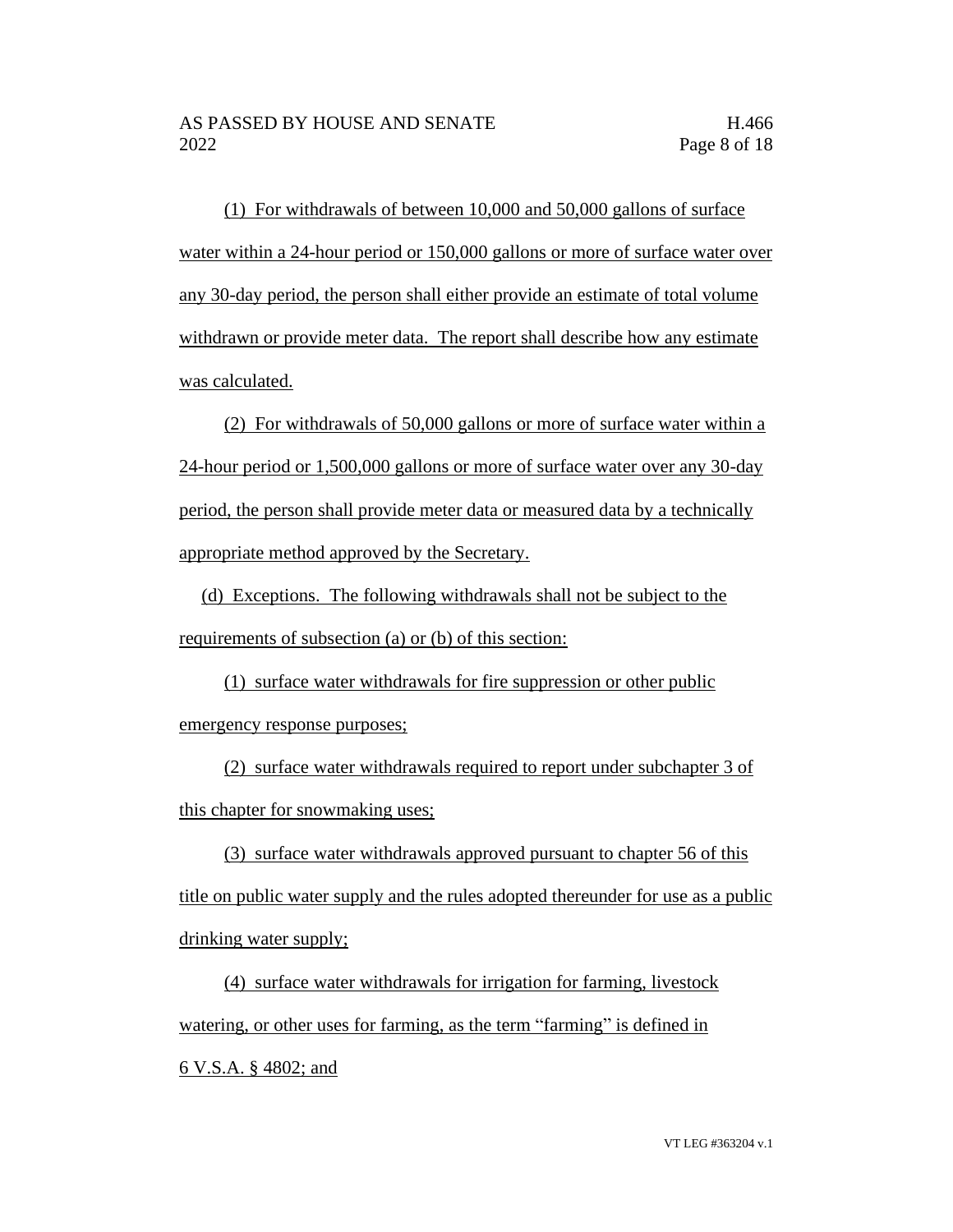(1) For withdrawals of between 10,000 and 50,000 gallons of surface water within a 24-hour period or 150,000 gallons or more of surface water over any 30-day period, the person shall either provide an estimate of total volume withdrawn or provide meter data. The report shall describe how any estimate was calculated.

(2) For withdrawals of 50,000 gallons or more of surface water within a 24-hour period or 1,500,000 gallons or more of surface water over any 30-day period, the person shall provide meter data or measured data by a technically appropriate method approved by the Secretary.

(d) Exceptions. The following withdrawals shall not be subject to the requirements of subsection (a) or (b) of this section:

(1) surface water withdrawals for fire suppression or other public emergency response purposes;

(2) surface water withdrawals required to report under subchapter 3 of this chapter for snowmaking uses;

(3) surface water withdrawals approved pursuant to chapter 56 of this title on public water supply and the rules adopted thereunder for use as a public drinking water supply;

(4) surface water withdrawals for irrigation for farming, livestock watering, or other uses for farming, as the term "farming" is defined in 6 V.S.A. § 4802; and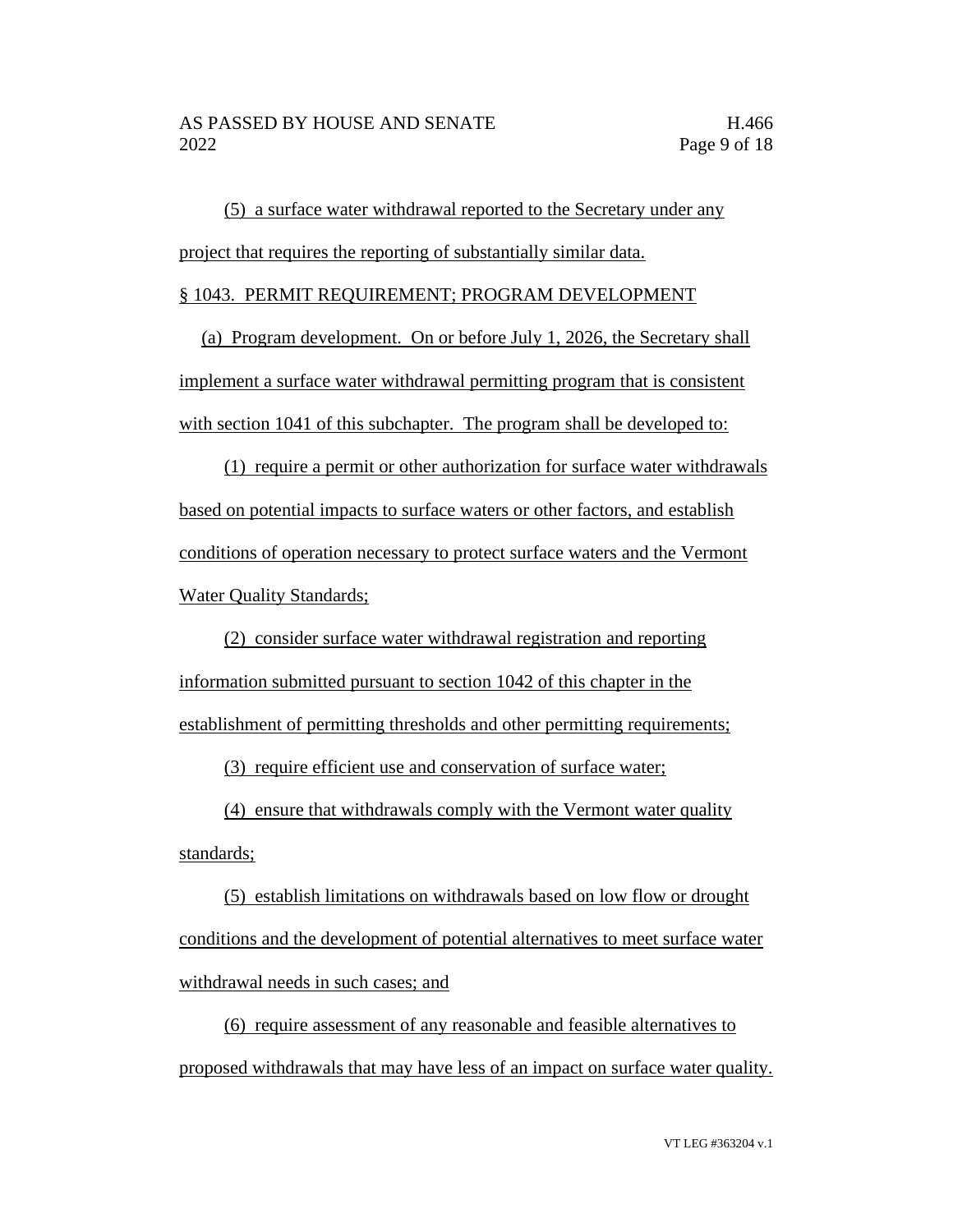(5) a surface water withdrawal reported to the Secretary under any project that requires the reporting of substantially similar data.

§ 1043. PERMIT REQUIREMENT; PROGRAM DEVELOPMENT

(a) Program development. On or before July 1, 2026, the Secretary shall implement a surface water withdrawal permitting program that is consistent with section 1041 of this subchapter. The program shall be developed to:

(1) require a permit or other authorization for surface water withdrawals based on potential impacts to surface waters or other factors, and establish conditions of operation necessary to protect surface waters and the Vermont Water Quality Standards;

(2) consider surface water withdrawal registration and reporting information submitted pursuant to section 1042 of this chapter in the establishment of permitting thresholds and other permitting requirements;

(3) require efficient use and conservation of surface water;

(4) ensure that withdrawals comply with the Vermont water quality standards;

(5) establish limitations on withdrawals based on low flow or drought conditions and the development of potential alternatives to meet surface water withdrawal needs in such cases; and

(6) require assessment of any reasonable and feasible alternatives to proposed withdrawals that may have less of an impact on surface water quality.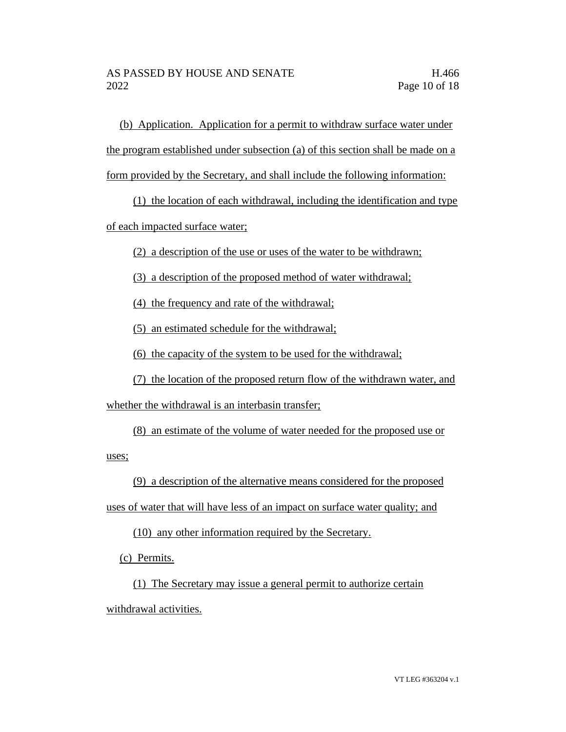(b) Application. Application for a permit to withdraw surface water under the program established under subsection (a) of this section shall be made on a form provided by the Secretary, and shall include the following information:

(1) the location of each withdrawal, including the identification and type of each impacted surface water;

(2) a description of the use or uses of the water to be withdrawn;

(3) a description of the proposed method of water withdrawal;

(4) the frequency and rate of the withdrawal;

(5) an estimated schedule for the withdrawal;

(6) the capacity of the system to be used for the withdrawal;

(7) the location of the proposed return flow of the withdrawn water, and whether the withdrawal is an interbasin transfer;

(8) an estimate of the volume of water needed for the proposed use or uses;

(9) a description of the alternative means considered for the proposed uses of water that will have less of an impact on surface water quality; and

(10) any other information required by the Secretary.

(c) Permits.

(1) The Secretary may issue a general permit to authorize certain withdrawal activities.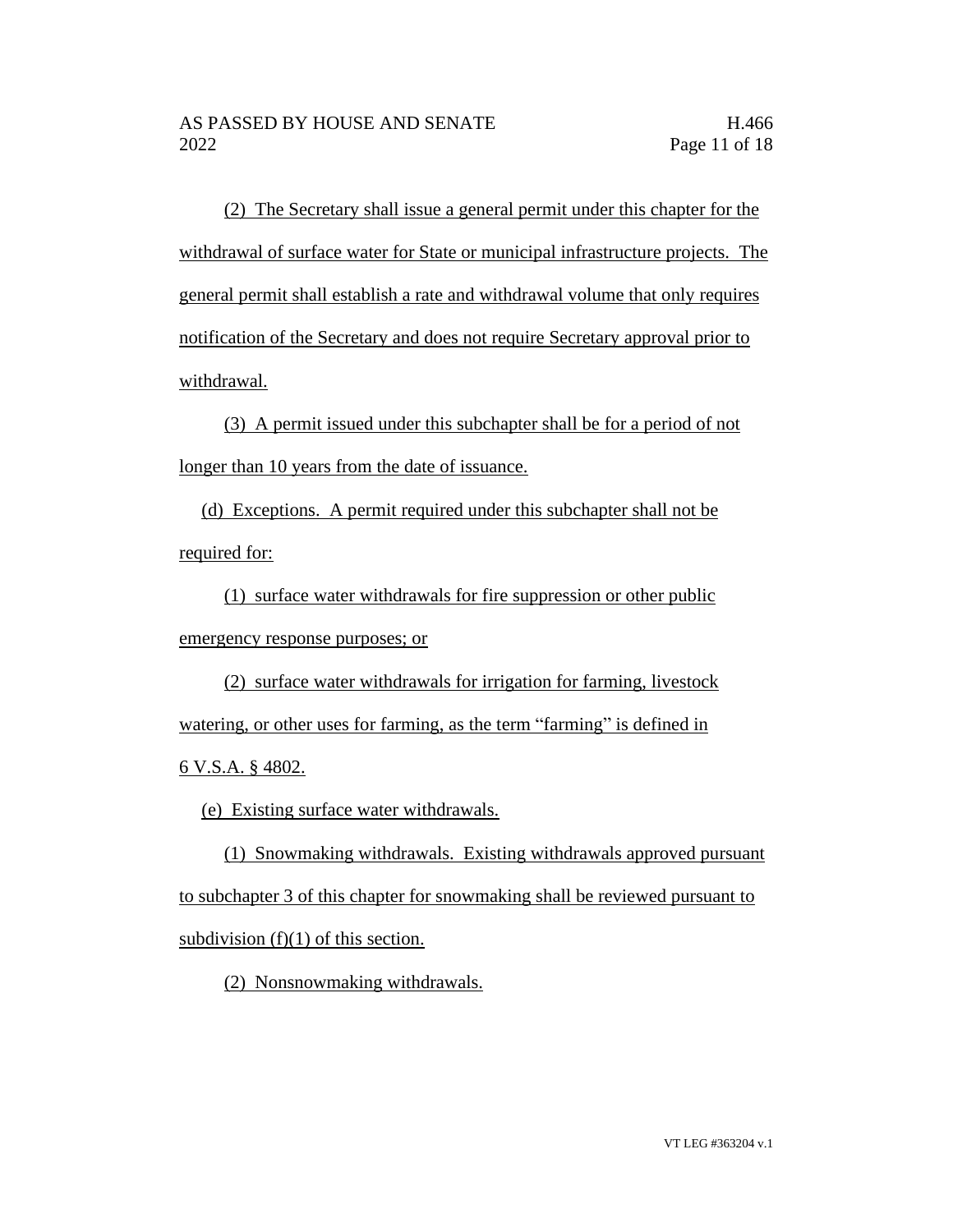(2) The Secretary shall issue a general permit under this chapter for the withdrawal of surface water for State or municipal infrastructure projects. The general permit shall establish a rate and withdrawal volume that only requires notification of the Secretary and does not require Secretary approval prior to withdrawal.

(3) A permit issued under this subchapter shall be for a period of not longer than 10 years from the date of issuance.

(d) Exceptions. A permit required under this subchapter shall not be required for:

(1) surface water withdrawals for fire suppression or other public emergency response purposes; or

(2) surface water withdrawals for irrigation for farming, livestock watering, or other uses for farming, as the term "farming" is defined in 6 V.S.A. § 4802.

(e) Existing surface water withdrawals.

(1) Snowmaking withdrawals. Existing withdrawals approved pursuant to subchapter 3 of this chapter for snowmaking shall be reviewed pursuant to subdivision (f)(1) of this section.

(2) Nonsnowmaking withdrawals.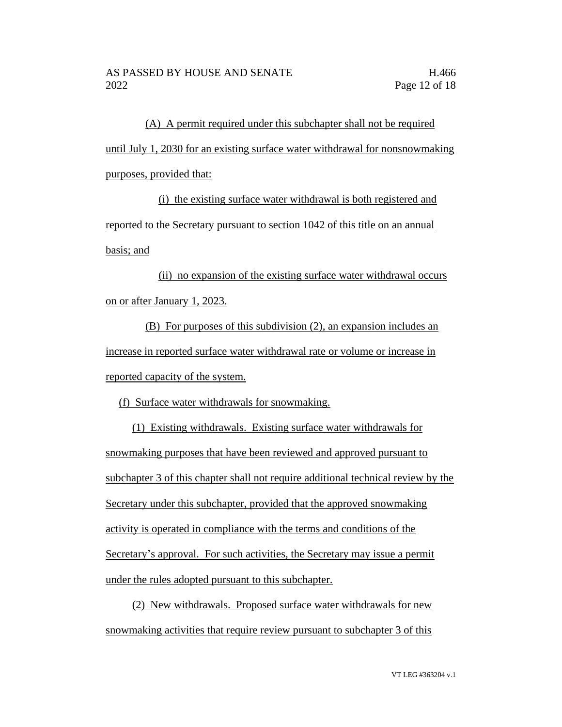(A) A permit required under this subchapter shall not be required until July 1, 2030 for an existing surface water withdrawal for nonsnowmaking purposes, provided that:

(i) the existing surface water withdrawal is both registered and reported to the Secretary pursuant to section 1042 of this title on an annual basis; and

(ii) no expansion of the existing surface water withdrawal occurs on or after January 1, 2023.

(B) For purposes of this subdivision (2), an expansion includes an increase in reported surface water withdrawal rate or volume or increase in reported capacity of the system.

(f) Surface water withdrawals for snowmaking.

(1) Existing withdrawals. Existing surface water withdrawals for snowmaking purposes that have been reviewed and approved pursuant to subchapter 3 of this chapter shall not require additional technical review by the Secretary under this subchapter, provided that the approved snowmaking activity is operated in compliance with the terms and conditions of the Secretary's approval. For such activities, the Secretary may issue a permit under the rules adopted pursuant to this subchapter.

(2) New withdrawals. Proposed surface water withdrawals for new snowmaking activities that require review pursuant to subchapter 3 of this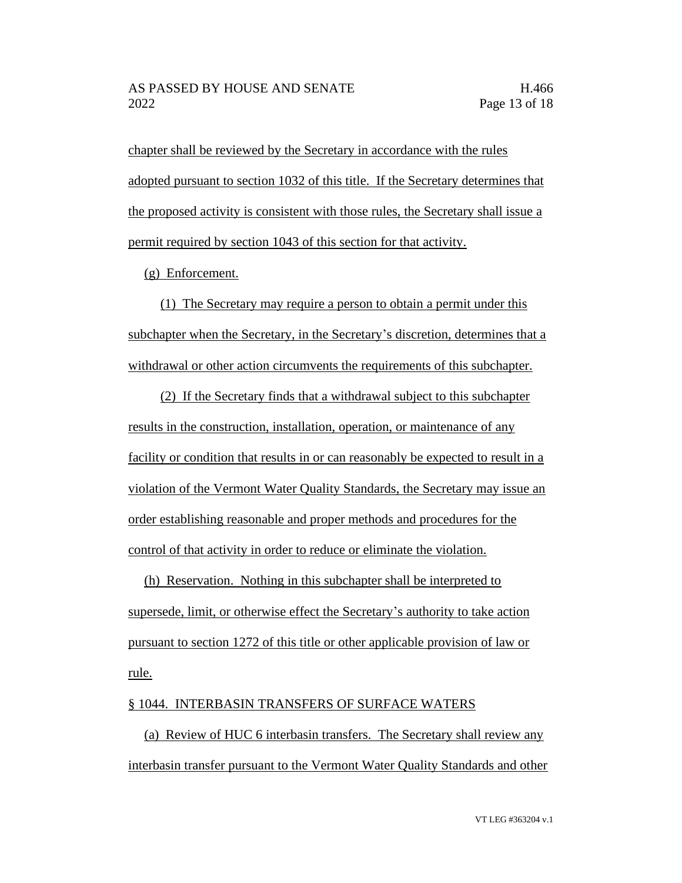chapter shall be reviewed by the Secretary in accordance with the rules adopted pursuant to section 1032 of this title. If the Secretary determines that the proposed activity is consistent with those rules, the Secretary shall issue a permit required by section 1043 of this section for that activity.

(g) Enforcement.

(1) The Secretary may require a person to obtain a permit under this subchapter when the Secretary, in the Secretary's discretion, determines that a withdrawal or other action circumvents the requirements of this subchapter.

(2) If the Secretary finds that a withdrawal subject to this subchapter results in the construction, installation, operation, or maintenance of any facility or condition that results in or can reasonably be expected to result in a violation of the Vermont Water Quality Standards, the Secretary may issue an order establishing reasonable and proper methods and procedures for the control of that activity in order to reduce or eliminate the violation.

(h) Reservation. Nothing in this subchapter shall be interpreted to supersede, limit, or otherwise effect the Secretary's authority to take action pursuant to section 1272 of this title or other applicable provision of law or rule.

§ 1044. INTERBASIN TRANSFERS OF SURFACE WATERS

(a) Review of HUC 6 interbasin transfers. The Secretary shall review any interbasin transfer pursuant to the Vermont Water Quality Standards and other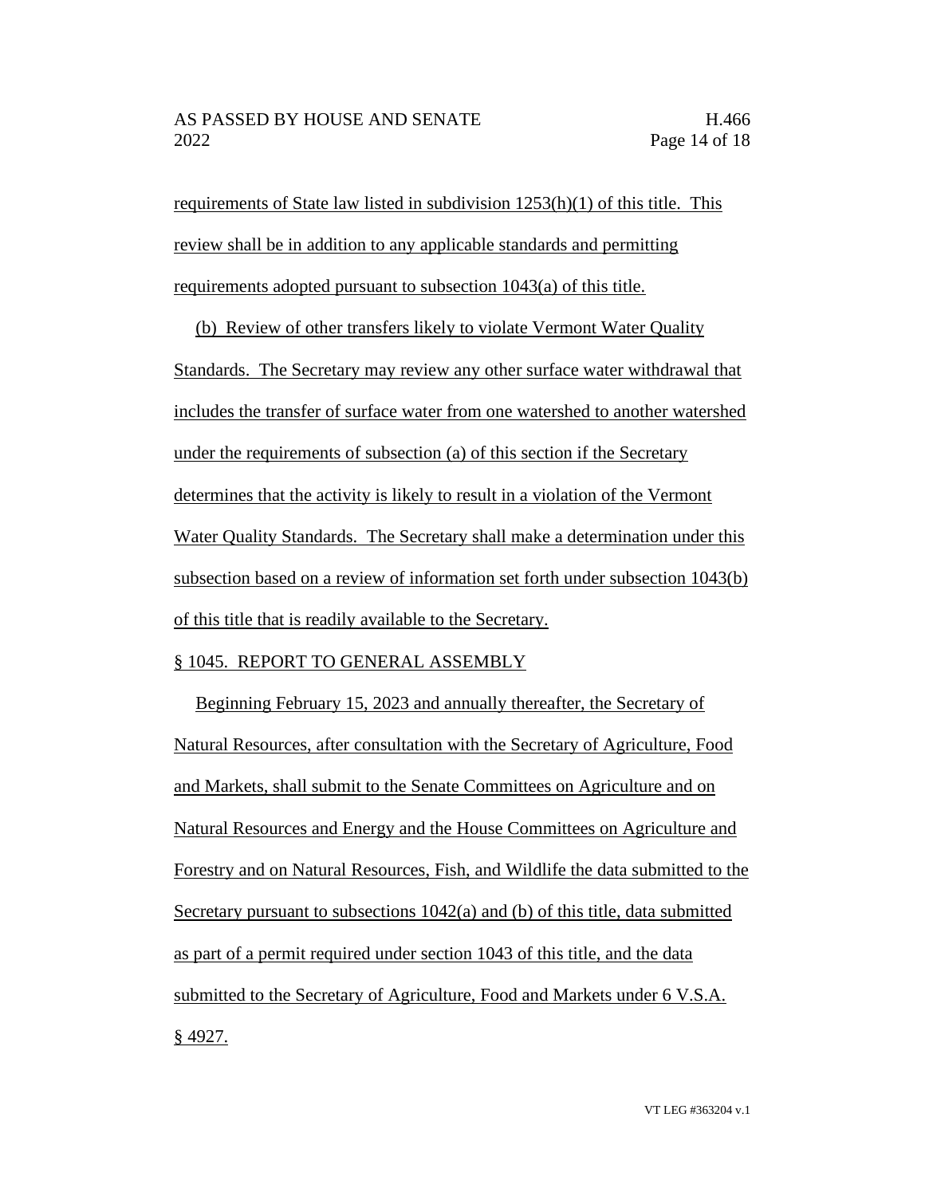requirements of State law listed in subdivision 1253(h)(1) of this title. This review shall be in addition to any applicable standards and permitting requirements adopted pursuant to subsection 1043(a) of this title.

(b) Review of other transfers likely to violate Vermont Water Quality Standards. The Secretary may review any other surface water withdrawal that includes the transfer of surface water from one watershed to another watershed under the requirements of subsection (a) of this section if the Secretary determines that the activity is likely to result in a violation of the Vermont Water Quality Standards. The Secretary shall make a determination under this subsection based on a review of information set forth under subsection 1043(b) of this title that is readily available to the Secretary.

§ 1045. REPORT TO GENERAL ASSEMBLY

Beginning February 15, 2023 and annually thereafter, the Secretary of Natural Resources, after consultation with the Secretary of Agriculture, Food and Markets, shall submit to the Senate Committees on Agriculture and on Natural Resources and Energy and the House Committees on Agriculture and Forestry and on Natural Resources, Fish, and Wildlife the data submitted to the Secretary pursuant to subsections 1042(a) and (b) of this title, data submitted as part of a permit required under section 1043 of this title, and the data submitted to the Secretary of Agriculture, Food and Markets under 6 V.S.A. § 4927.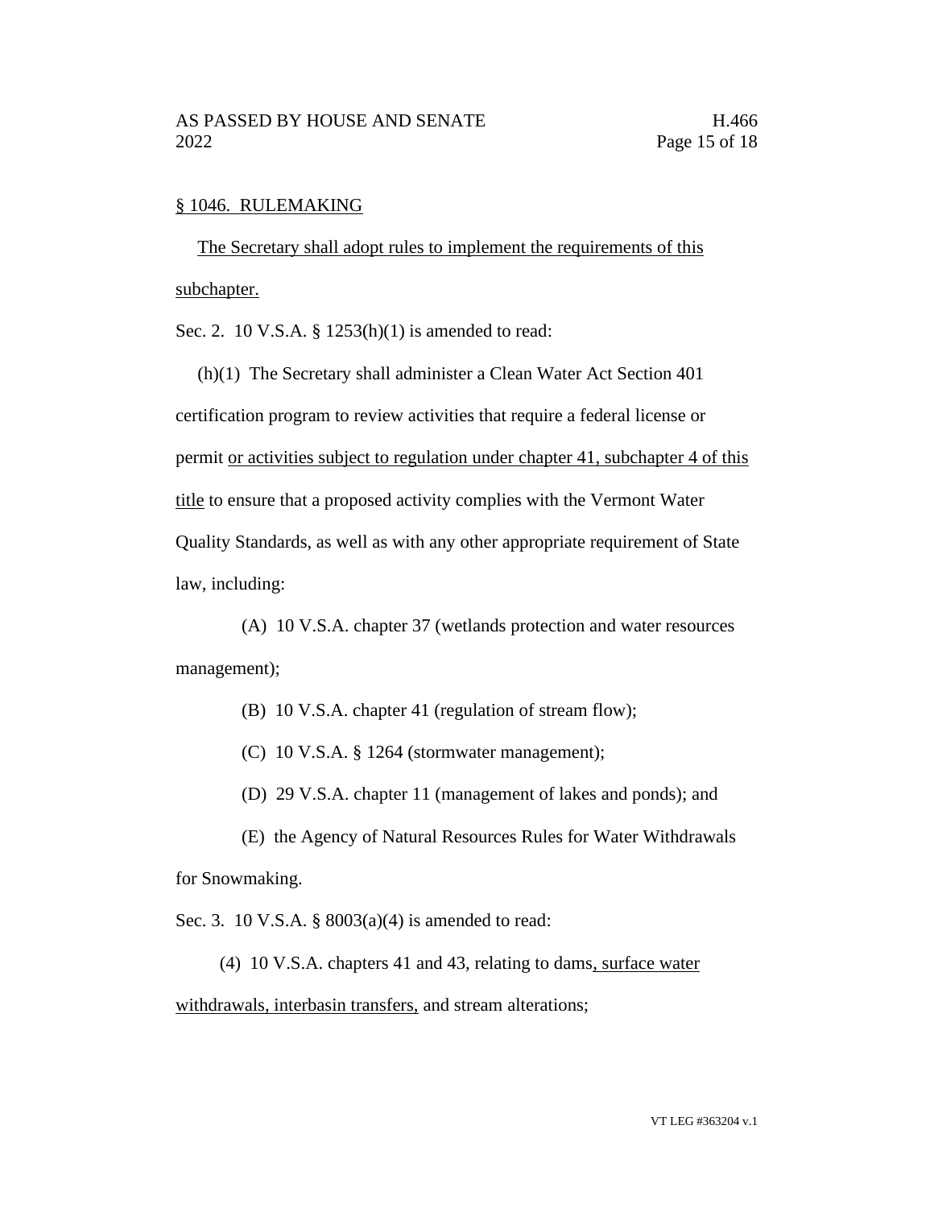§ 1046. RULEMAKING

The Secretary shall adopt rules to implement the requirements of this subchapter.

Sec. 2. 10 V.S.A. § 1253(h)(1) is amended to read:

(h)(1) The Secretary shall administer a Clean Water Act Section 401 certification program to review activities that require a federal license or permit or activities subject to regulation under chapter 41, subchapter 4 of this title to ensure that a proposed activity complies with the Vermont Water Quality Standards, as well as with any other appropriate requirement of State law, including:

(A) 10 V.S.A. chapter 37 (wetlands protection and water resources management);

(B) 10 V.S.A. chapter 41 (regulation of stream flow);

(C) 10 V.S.A. § 1264 (stormwater management);

(D) 29 V.S.A. chapter 11 (management of lakes and ponds); and

(E) the Agency of Natural Resources Rules for Water Withdrawals for Snowmaking.

Sec. 3. 10 V.S.A. § 8003(a)(4) is amended to read:

(4) 10 V.S.A. chapters 41 and 43, relating to dams, surface water withdrawals, interbasin transfers, and stream alterations;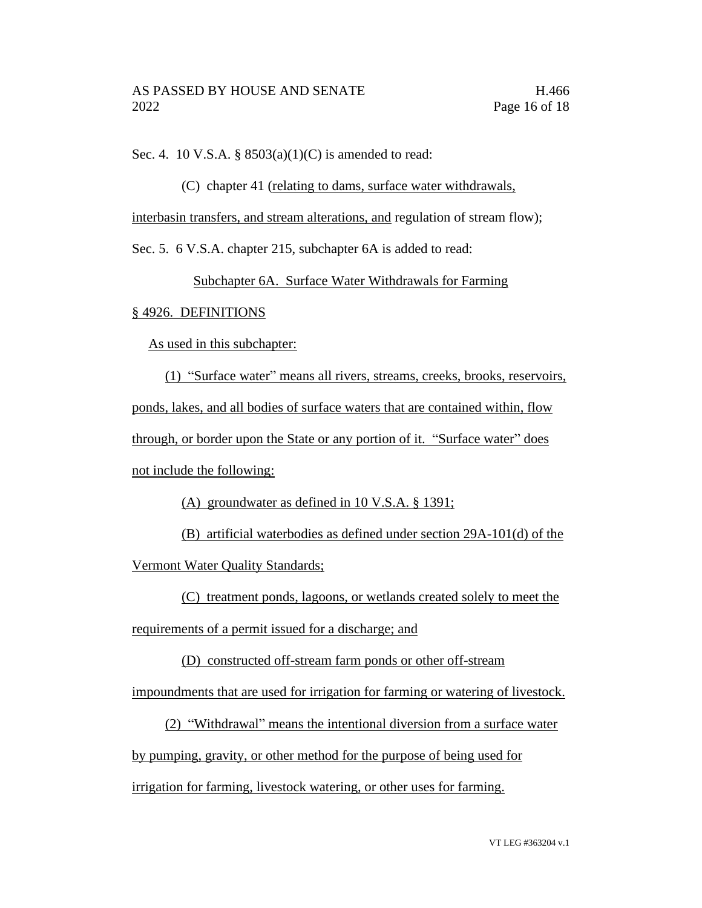Sec. 4. 10 V.S.A. § 8503(a)(1)(C) is amended to read:

(C) chapter 41 (relating to dams, surface water withdrawals, interbasin transfers, and stream alterations, and regulation of stream flow);

Sec. 5. 6 V.S.A. chapter 215, subchapter 6A is added to read:

Subchapter 6A. Surface Water Withdrawals for Farming

§ 4926. DEFINITIONS

As used in this subchapter:

(1) "Surface water" means all rivers, streams, creeks, brooks, reservoirs, ponds, lakes, and all bodies of surface waters that are contained within, flow through, or border upon the State or any portion of it. "Surface water" does not include the following:

(A) groundwater as defined in 10 V.S.A. § 1391;

(B) artificial waterbodies as defined under section 29A-101(d) of the Vermont Water Quality Standards;

(C) treatment ponds, lagoons, or wetlands created solely to meet the requirements of a permit issued for a discharge; and

(D) constructed off-stream farm ponds or other off-stream impoundments that are used for irrigation for farming or watering of livestock.

(2) "Withdrawal" means the intentional diversion from a surface water by pumping, gravity, or other method for the purpose of being used for irrigation for farming, livestock watering, or other uses for farming.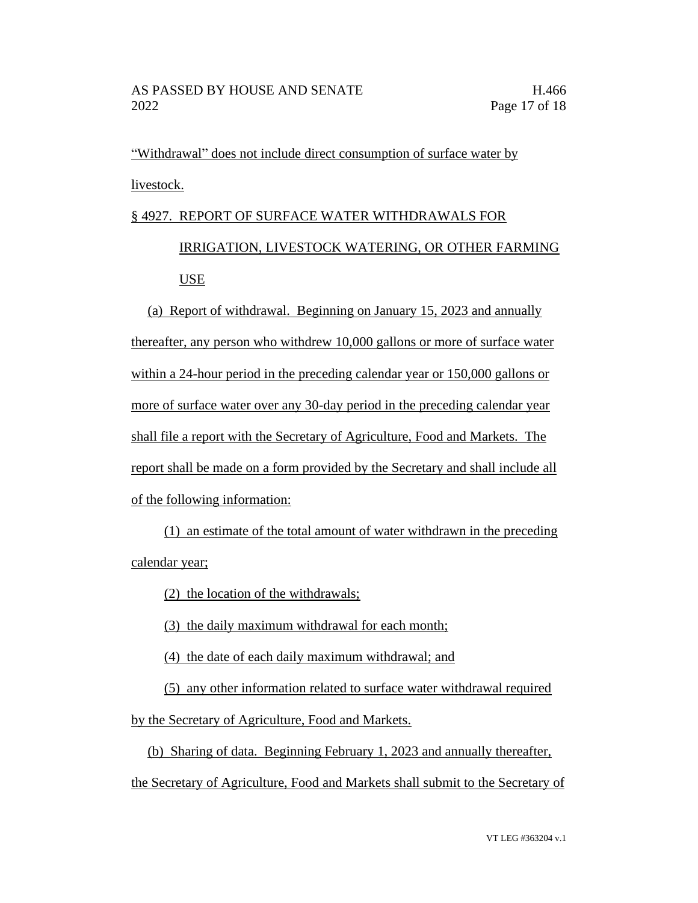"Withdrawal" does not include direct consumption of surface water by livestock.

§ 4927. REPORT OF SURFACE WATER WITHDRAWALS FOR IRRIGATION, LIVESTOCK WATERING, OR OTHER FARMING USE

(a) Report of withdrawal. Beginning on January 15, 2023 and annually thereafter, any person who withdrew 10,000 gallons or more of surface water within a 24-hour period in the preceding calendar year or 150,000 gallons or more of surface water over any 30-day period in the preceding calendar year shall file a report with the Secretary of Agriculture, Food and Markets. The report shall be made on a form provided by the Secretary and shall include all of the following information:

(1) an estimate of the total amount of water withdrawn in the preceding calendar year;

(2) the location of the withdrawals;

(3) the daily maximum withdrawal for each month;

(4) the date of each daily maximum withdrawal; and

(5) any other information related to surface water withdrawal required by the Secretary of Agriculture, Food and Markets.

(b) Sharing of data. Beginning February 1, 2023 and annually thereafter, the Secretary of Agriculture, Food and Markets shall submit to the Secretary of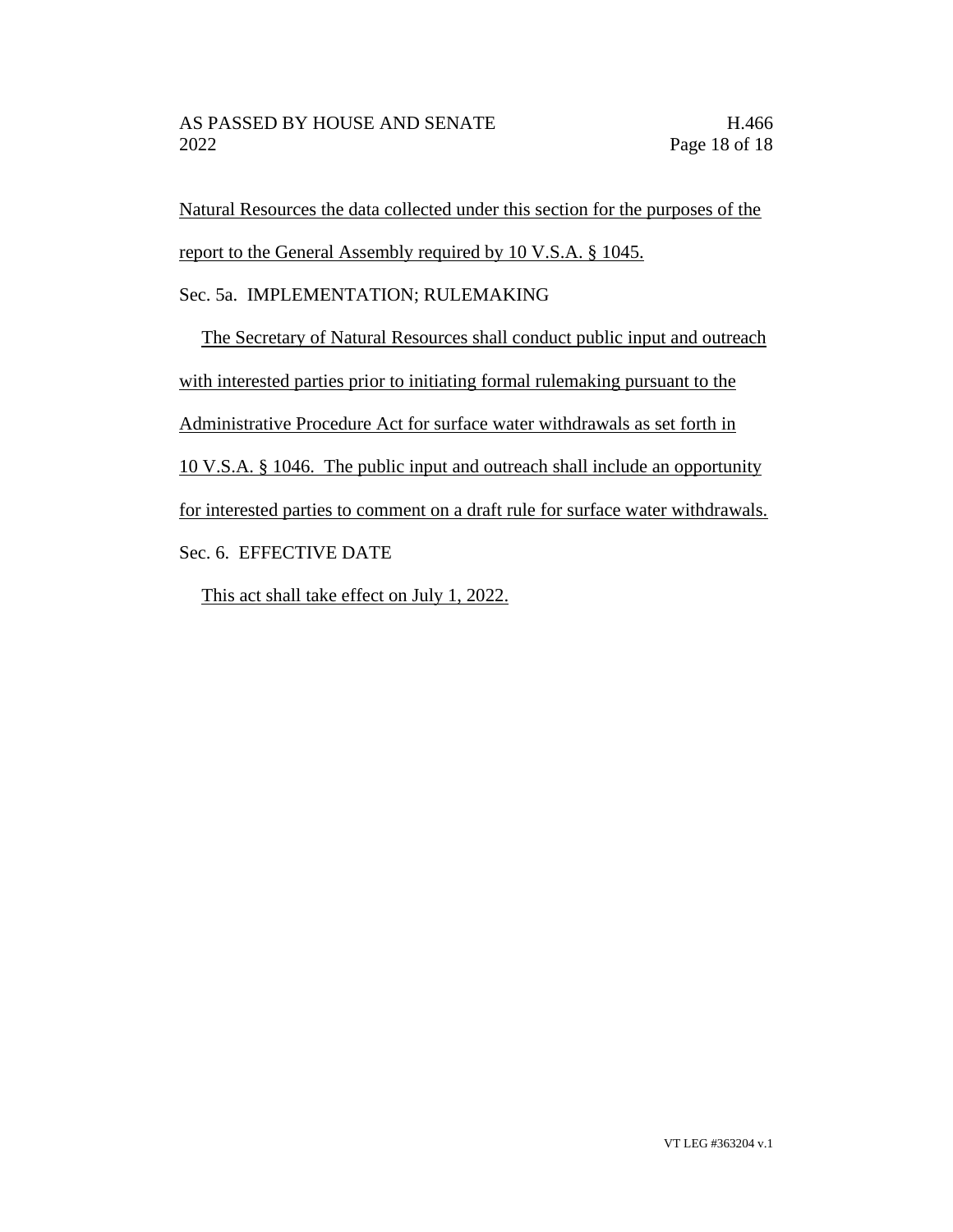Natural Resources the data collected under this section for the purposes of the report to the General Assembly required by 10 V.S.A. § 1045.

Sec. 5a. IMPLEMENTATION; RULEMAKING

The Secretary of Natural Resources shall conduct public input and outreach with interested parties prior to initiating formal rulemaking pursuant to the Administrative Procedure Act for surface water withdrawals as set forth in 10 V.S.A. § 1046. The public input and outreach shall include an opportunity for interested parties to comment on a draft rule for surface water withdrawals.

Sec. 6. EFFECTIVE DATE

This act shall take effect on July 1, 2022.